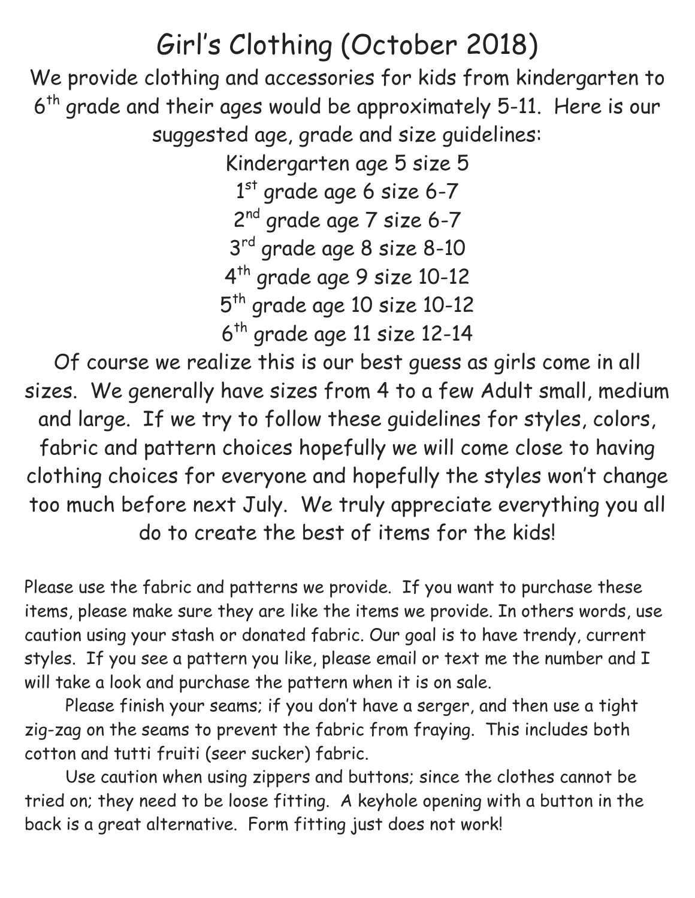# Girl's Clothing (October 2018)

We provide clothing and accessories for kids from kindergarten to 6th grade and their ages would be approximately 5-11. Here is our suggested age, grade and size guidelines:

Kindergarten age 5 size 5
1st grade age 6 size 6-7
2nd grade age 7 size 6-7
3rd grade age 8 size 8-10
4th grade age 9 size 10-12
5th grade age 10 size 10-12
6th grade age 11 size 12-14

Of course we realize this is our best guess as girls come in all sizes. We generally have sizes from 4 to a few Adult small, medium and large. If we try to follow these guidelines for styles, colors, fabric and pattern choices hopefully we will come close to having clothing choices for everyone and hopefully the styles won't change too much before next July. We truly appreciate everything you all do to create the best of items for the kids!

Please use the fabric and patterns we provide. If you want to purchase these items, please make sure they are like the items we provide. In others words, use caution using your stash or donated fabric. Our goal is to have trendy, current styles. If you see a pattern you like, please email or text me the number and I will take a look and purchase the pattern when it is on sale.

Please finish your seams; if you don't have a serger, and then use a tight zig-zag on the seams to prevent the fabric from fraying. This includes both cotton and tutti fruiti (seer sucker) fabric.

Use caution when using zippers and buttons; since the clothes cannot be tried on; they need to be loose fitting. A keyhole opening with a button in the back is a great alternative. Form fitting just does not work!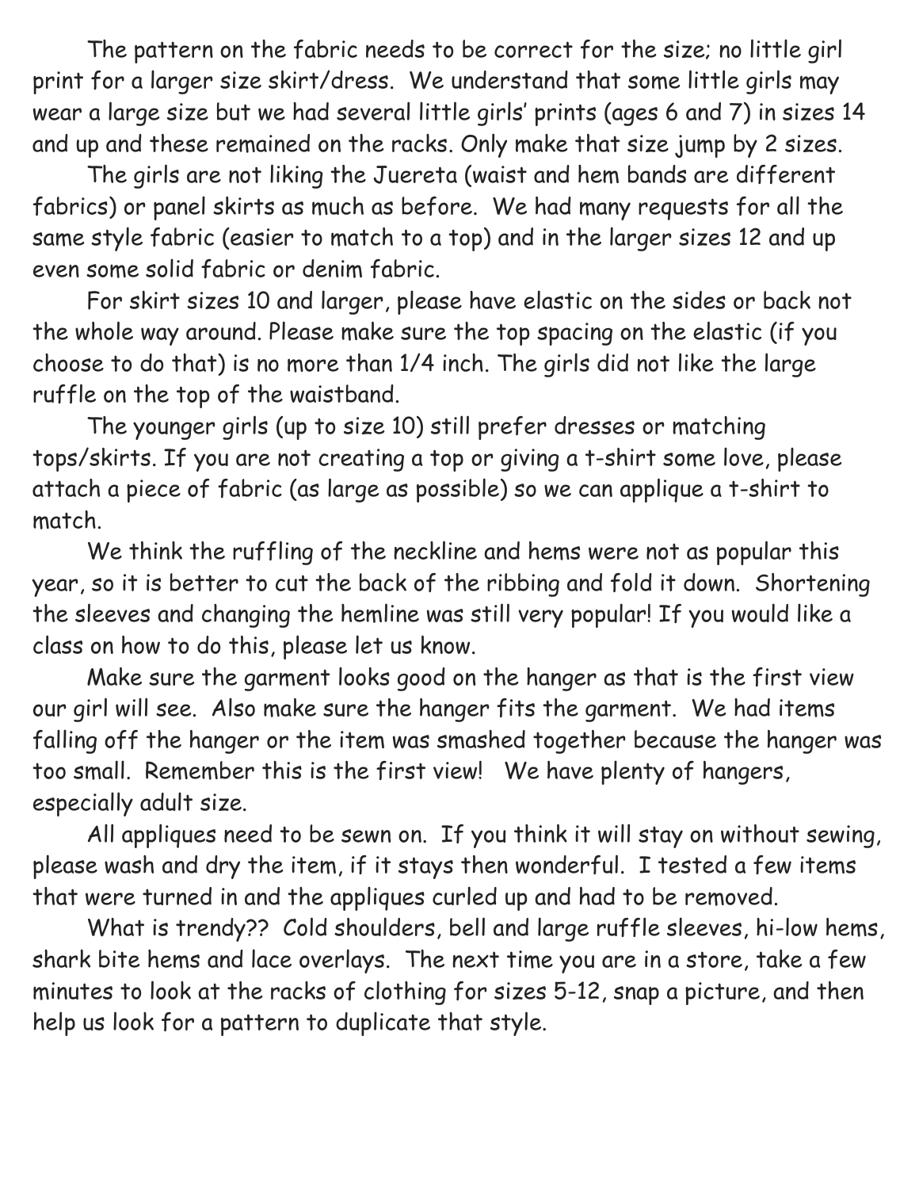The pattern on the fabric needs to be correct for the size; no little girl print for a larger size skirt/dress. We understand that some little girls may wear a large size but we had several little girls' prints (ages 6 and 7) in sizes 14 and up and these remained on the racks. Only make that size jump by 2 sizes.

The girls are not liking the Juereta (waist and hem bands are different fabrics) or panel skirts as much as before. We had many requests for all the same style fabric (easier to match to a top) and in the larger sizes 12 and up even some solid fabric or denim fabric.

For skirt sizes 10 and larger, please have elastic on the sides or back not the whole way around. Please make sure the top spacing on the elastic (if you choose to do that) is no more than 1/4 inch. The girls did not like the large ruffle on the top of the waistband.

The younger girls (up to size 10) still prefer dresses or matching tops/skirts. If you are not creating a top or giving a t-shirt some love, please attach a piece of fabric (as large as possible) so we can applique a t-shirt to match.

We think the ruffling of the neckline and hems were not as popular this year, so it is better to cut the back of the ribbing and fold it down. Shortening the sleeves and changing the hemline was still very popular! If you would like a class on how to do this, please let us know.

Make sure the garment looks good on the hanger as that is the first view our girl will see. Also make sure the hanger fits the garment. We had items falling off the hanger or the item was smashed together because the hanger was too small. Remember this is the first view! We have plenty of hangers, especially adult size.

All appliques need to be sewn on. If you think it will stay on without sewing, please wash and dry the item, if it stays then wonderful. I tested a few items that were turned in and the appliques curled up and had to be removed.

What is trendy?? Cold shoulders, bell and large ruffle sleeves, hi-low hems, shark bite hems and lace overlays. The next time you are in a store, take a few minutes to look at the racks of clothing for sizes 5-12, snap a picture, and then help us look for a pattern to duplicate that style.